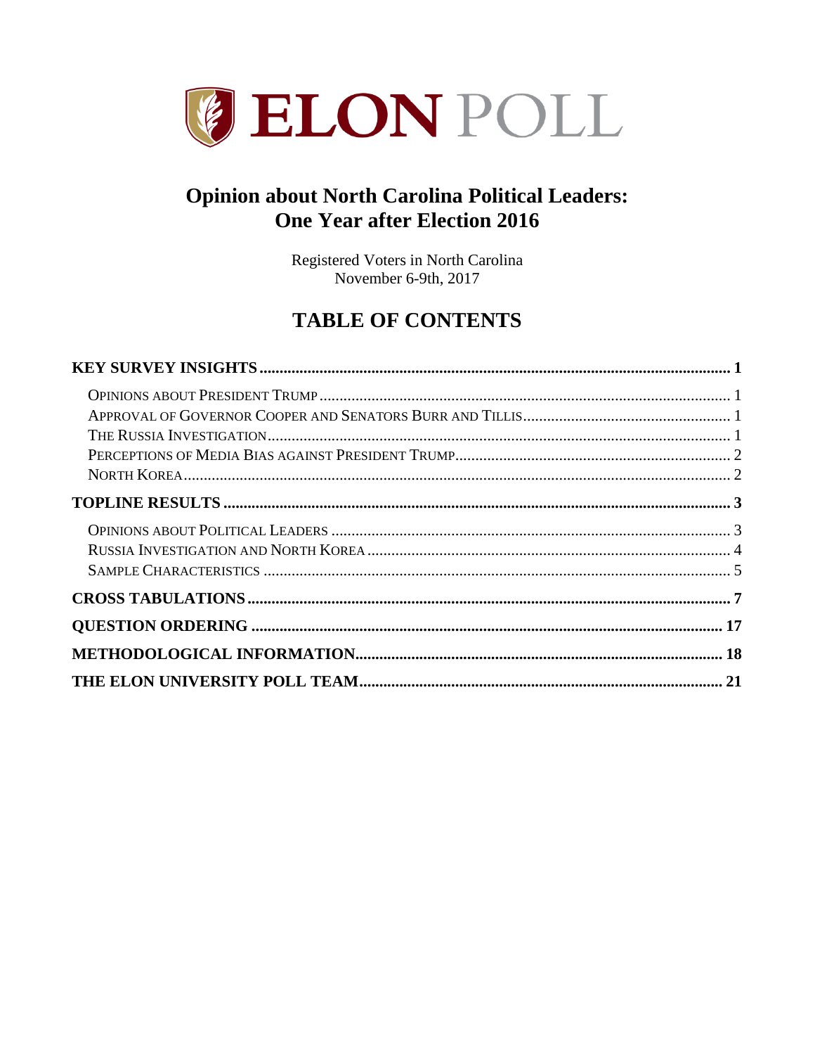# ELON POLL

## Opinion about North Carolina Political Leaders: One Year after Election 2016

Registered Voters in North Carolina
November 6-9th, 2017

## TABLE OF CONTENTS

**KEY SURVEY INSIGHTS** ..... **1**

- Opinions about President Trump ..... 1
- Approval of Governor Cooper and Senators Burr and Tillis ..... 1
- The Russia Investigation ..... 1
- Perceptions of Media Bias against President Trump ..... 2
- North Korea ..... 2

**TOPLINE RESULTS** ..... **3**

- Opinions about Political Leaders ..... 3
- Russia Investigation and North Korea ..... 4
- Sample Characteristics ..... 5

**CROSS TABULATIONS** ..... **7**

**QUESTION ORDERING** ..... **17**

**METHODOLOGICAL INFORMATION** ..... **18**

**THE ELON UNIVERSITY POLL TEAM** ..... **21**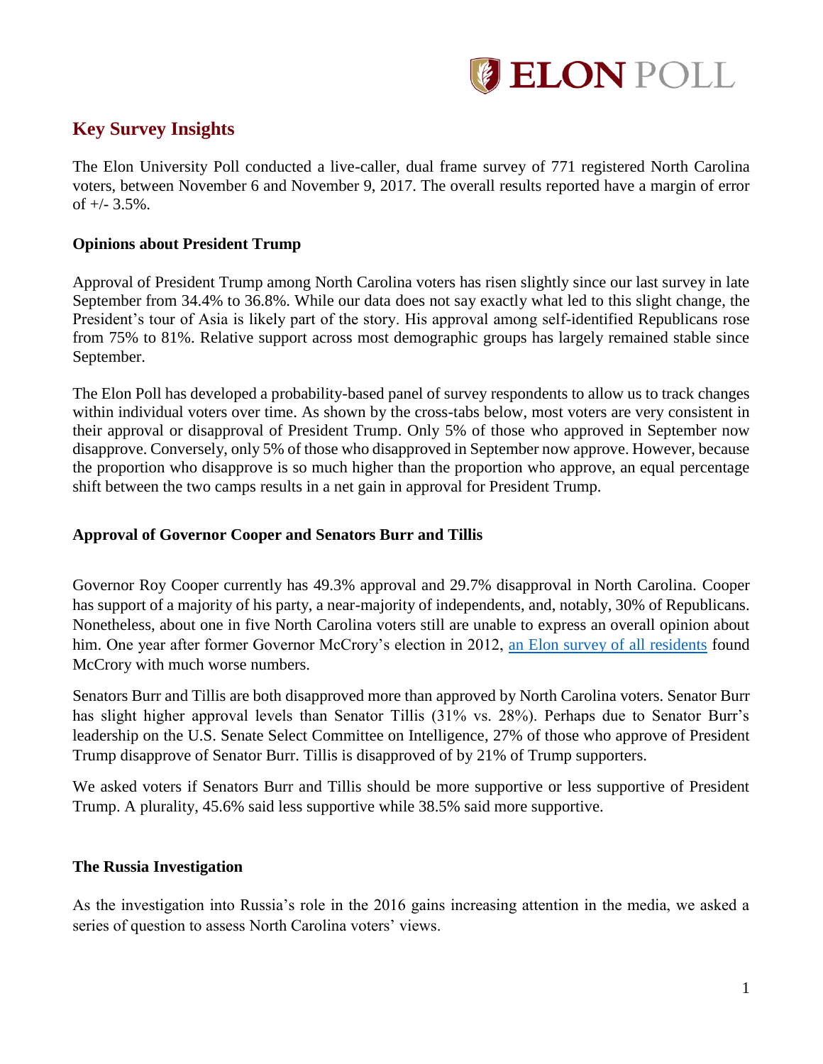## Key Survey Insights

The Elon University Poll conducted a live-caller, dual frame survey of 771 registered North Carolina voters, between November 6 and November 9, 2017. The overall results reported have a margin of error of +/- 3.5%.

### Opinions about President Trump

Approval of President Trump among North Carolina voters has risen slightly since our last survey in late September from 34.4% to 36.8%. While our data does not say exactly what led to this slight change, the President's tour of Asia is likely part of the story. His approval among self-identified Republicans rose from 75% to 81%. Relative support across most demographic groups has largely remained stable since September.

The Elon Poll has developed a probability-based panel of survey respondents to allow us to track changes within individual voters over time. As shown by the cross-tabs below, most voters are very consistent in their approval or disapproval of President Trump. Only 5% of those who approved in September now disapprove. Conversely, only 5% of those who disapproved in September now approve. However, because the proportion who disapprove is so much higher than the proportion who approve, an equal percentage shift between the two camps results in a net gain in approval for President Trump.

### Approval of Governor Cooper and Senators Burr and Tillis

Governor Roy Cooper currently has 49.3% approval and 29.7% disapproval in North Carolina. Cooper has support of a majority of his party, a near-majority of independents, and, notably, 30% of Republicans. Nonetheless, about one in five North Carolina voters still are unable to express an overall opinion about him. One year after former Governor McCrory's election in 2012, [an Elon survey of all residents] found McCrory with much worse numbers.

Senators Burr and Tillis are both disapproved more than approved by North Carolina voters. Senator Burr has slight higher approval levels than Senator Tillis (31% vs. 28%). Perhaps due to Senator Burr's leadership on the U.S. Senate Select Committee on Intelligence, 27% of those who approve of President Trump disapprove of Senator Burr. Tillis is disapproved of by 21% of Trump supporters.

We asked voters if Senators Burr and Tillis should be more supportive or less supportive of President Trump. A plurality, 45.6% said less supportive while 38.5% said more supportive.

### The Russia Investigation

As the investigation into Russia's role in the 2016 gains increasing attention in the media, we asked a series of question to assess North Carolina voters' views.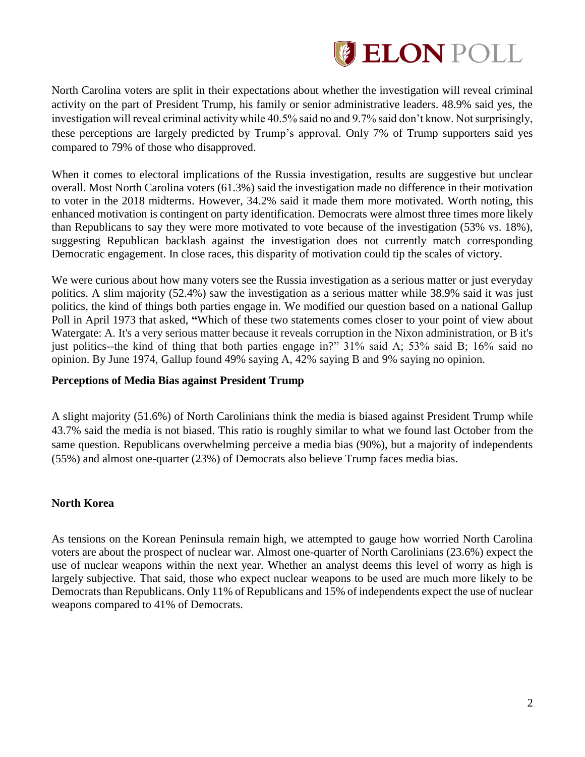North Carolina voters are split in their expectations about whether the investigation will reveal criminal activity on the part of President Trump, his family or senior administrative leaders. 48.9% said yes, the investigation will reveal criminal activity while 40.5% said no and 9.7% said don't know. Not surprisingly, these perceptions are largely predicted by Trump's approval. Only 7% of Trump supporters said yes compared to 79% of those who disapproved.

When it comes to electoral implications of the Russia investigation, results are suggestive but unclear overall. Most North Carolina voters (61.3%) said the investigation made no difference in their motivation to voter in the 2018 midterms. However, 34.2% said it made them more motivated. Worth noting, this enhanced motivation is contingent on party identification. Democrats were almost three times more likely than Republicans to say they were more motivated to vote because of the investigation (53% vs. 18%), suggesting Republican backlash against the investigation does not currently match corresponding Democratic engagement. In close races, this disparity of motivation could tip the scales of victory.

We were curious about how many voters see the Russia investigation as a serious matter or just everyday politics. A slim majority (52.4%) saw the investigation as a serious matter while 38.9% said it was just politics, the kind of things both parties engage in. We modified our question based on a national Gallup Poll in April 1973 that asked, "Which of these two statements comes closer to your point of view about Watergate: A. It's a very serious matter because it reveals corruption in the Nixon administration, or B it's just politics--the kind of thing that both parties engage in?" 31% said A; 53% said B; 16% said no opinion. By June 1974, Gallup found 49% saying A, 42% saying B and 9% saying no opinion.

**Perceptions of Media Bias against President Trump**

A slight majority (51.6%) of North Carolinians think the media is biased against President Trump while 43.7% said the media is not biased. This ratio is roughly similar to what we found last October from the same question. Republicans overwhelming perceive a media bias (90%), but a majority of independents (55%) and almost one-quarter (23%) of Democrats also believe Trump faces media bias.

**North Korea**

As tensions on the Korean Peninsula remain high, we attempted to gauge how worried North Carolina voters are about the prospect of nuclear war. Almost one-quarter of North Carolinians (23.6%) expect the use of nuclear weapons within the next year. Whether an analyst deems this level of worry as high is largely subjective. That said, those who expect nuclear weapons to be used are much more likely to be Democrats than Republicans. Only 11% of Republicans and 15% of independents expect the use of nuclear weapons compared to 41% of Democrats.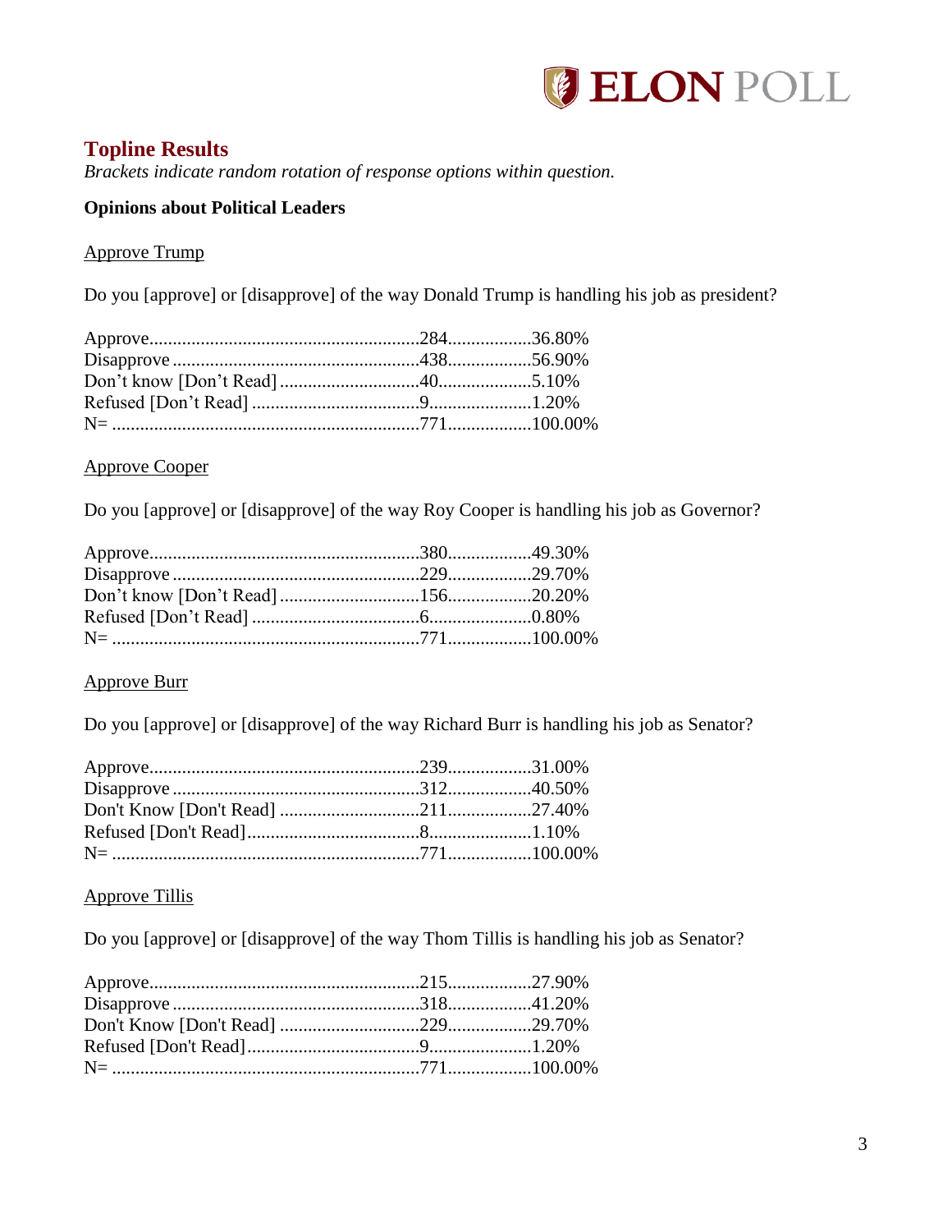## Topline Results

*Brackets indicate random rotation of response options within question.*

**Opinions about Political Leaders**

Approve Trump

Do you [approve] or [disapprove] of the way Donald Trump is handling his job as president?

| Response | N | % |
|---|---|---|
| Approve | 284 | 36.80% |
| Disapprove | 438 | 56.90% |
| Don't know [Don't Read] | 40 | 5.10% |
| Refused [Don't Read] | 9 | 1.20% |
| N= | 771 | 100.00% |

Approve Cooper

Do you [approve] or [disapprove] of the way Roy Cooper is handling his job as Governor?

| Response | N | % |
|---|---|---|
| Approve | 380 | 49.30% |
| Disapprove | 229 | 29.70% |
| Don't know [Don't Read] | 156 | 20.20% |
| Refused [Don't Read] | 6 | 0.80% |
| N= | 771 | 100.00% |

Approve Burr

Do you [approve] or [disapprove] of the way Richard Burr is handling his job as Senator?

| Response | N | % |
|---|---|---|
| Approve | 239 | 31.00% |
| Disapprove | 312 | 40.50% |
| Don't Know [Don't Read] | 211 | 27.40% |
| Refused [Don't Read] | 8 | 1.10% |
| N= | 771 | 100.00% |

Approve Tillis

Do you [approve] or [disapprove] of the way Thom Tillis is handling his job as Senator?

| Response | N | % |
|---|---|---|
| Approve | 215 | 27.90% |
| Disapprove | 318 | 41.20% |
| Don't Know [Don't Read] | 229 | 29.70% |
| Refused [Don't Read] | 9 | 1.20% |
| N= | 771 | 100.00% |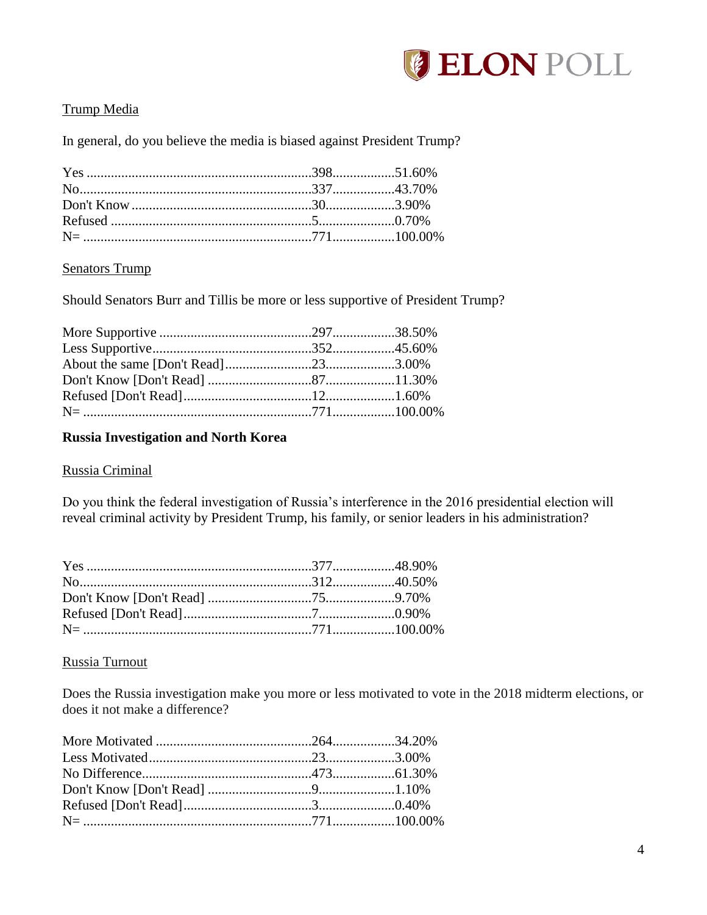Trump Media

In general, do you believe the media is biased against President Trump?

| Response | Count | Percent |
|---|---|---|
| Yes | 398 | 51.60% |
| No | 337 | 43.70% |
| Don't Know | 30 | 3.90% |
| Refused | 5 | 0.70% |
| N= | 771 | 100.00% |

Senators Trump

Should Senators Burr and Tillis be more or less supportive of President Trump?

| Response | Count | Percent |
|---|---|---|
| More Supportive | 297 | 38.50% |
| Less Supportive | 352 | 45.60% |
| About the same [Don't Read] | 23 | 3.00% |
| Don't Know [Don't Read] | 87 | 11.30% |
| Refused [Don't Read] | 12 | 1.60% |
| N= | 771 | 100.00% |

**Russia Investigation and North Korea**

Russia Criminal

Do you think the federal investigation of Russia's interference in the 2016 presidential election will reveal criminal activity by President Trump, his family, or senior leaders in his administration?

| Response | Count | Percent |
|---|---|---|
| Yes | 377 | 48.90% |
| No | 312 | 40.50% |
| Don't Know [Don't Read] | 75 | 9.70% |
| Refused [Don't Read] | 7 | 0.90% |
| N= | 771 | 100.00% |

Russia Turnout

Does the Russia investigation make you more or less motivated to vote in the 2018 midterm elections, or does it not make a difference?

| Response | Count | Percent |
|---|---|---|
| More Motivated | 264 | 34.20% |
| Less Motivated | 23 | 3.00% |
| No Difference | 473 | 61.30% |
| Don't Know [Don't Read] | 9 | 1.10% |
| Refused [Don't Read] | 3 | 0.40% |
| N= | 771 | 100.00% |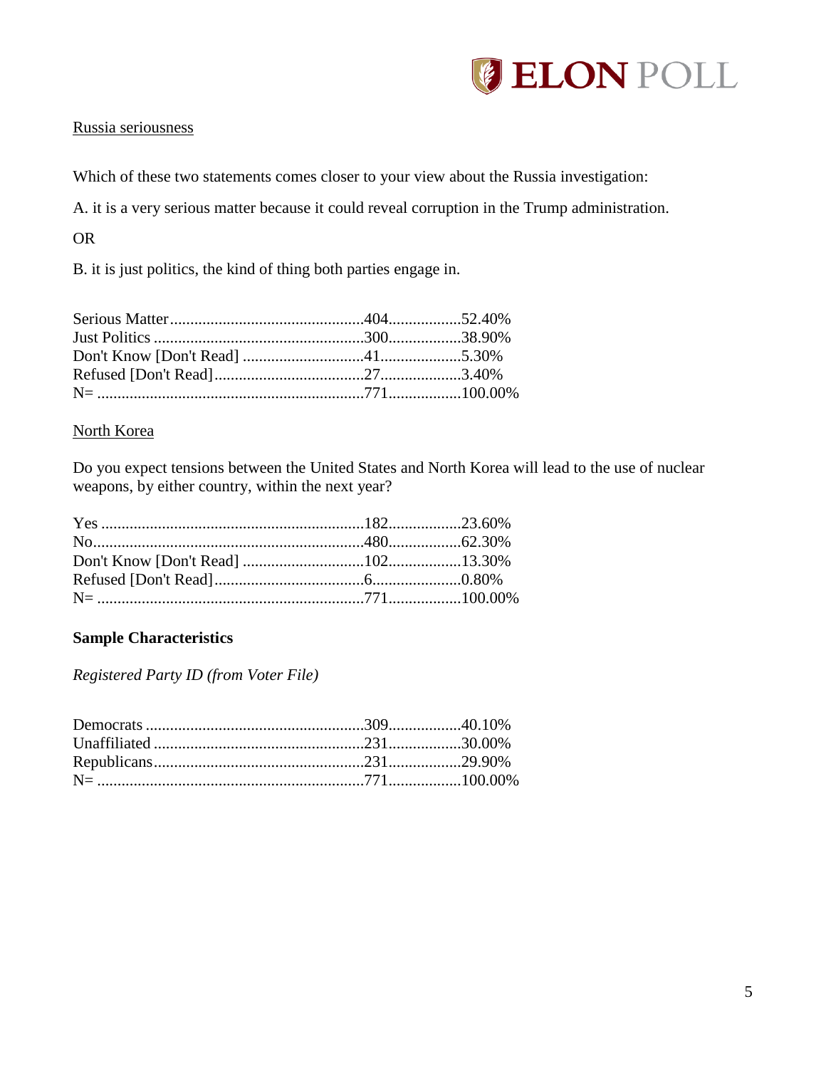Russia seriousness

Which of these two statements comes closer to your view about the Russia investigation:

A. it is a very serious matter because it could reveal corruption in the Trump administration.

OR

B. it is just politics, the kind of thing both parties engage in.

| Response | Count | Percent |
|---|---|---|
| Serious Matter | 404 | 52.40% |
| Just Politics | 300 | 38.90% |
| Don't Know [Don't Read] | 41 | 5.30% |
| Refused [Don't Read] | 27 | 3.40% |
| N= | 771 | 100.00% |

North Korea

Do you expect tensions between the United States and North Korea will lead to the use of nuclear weapons, by either country, within the next year?

| Response | Count | Percent |
|---|---|---|
| Yes | 182 | 23.60% |
| No | 480 | 62.30% |
| Don't Know [Don't Read] | 102 | 13.30% |
| Refused [Don't Read] | 6 | 0.80% |
| N= | 771 | 100.00% |

## Sample Characteristics

*Registered Party ID (from Voter File)*

| Party | Count | Percent |
|---|---|---|
| Democrats | 309 | 40.10% |
| Unaffiliated | 231 | 30.00% |
| Republicans | 231 | 29.90% |
| N= | 771 | 100.00% |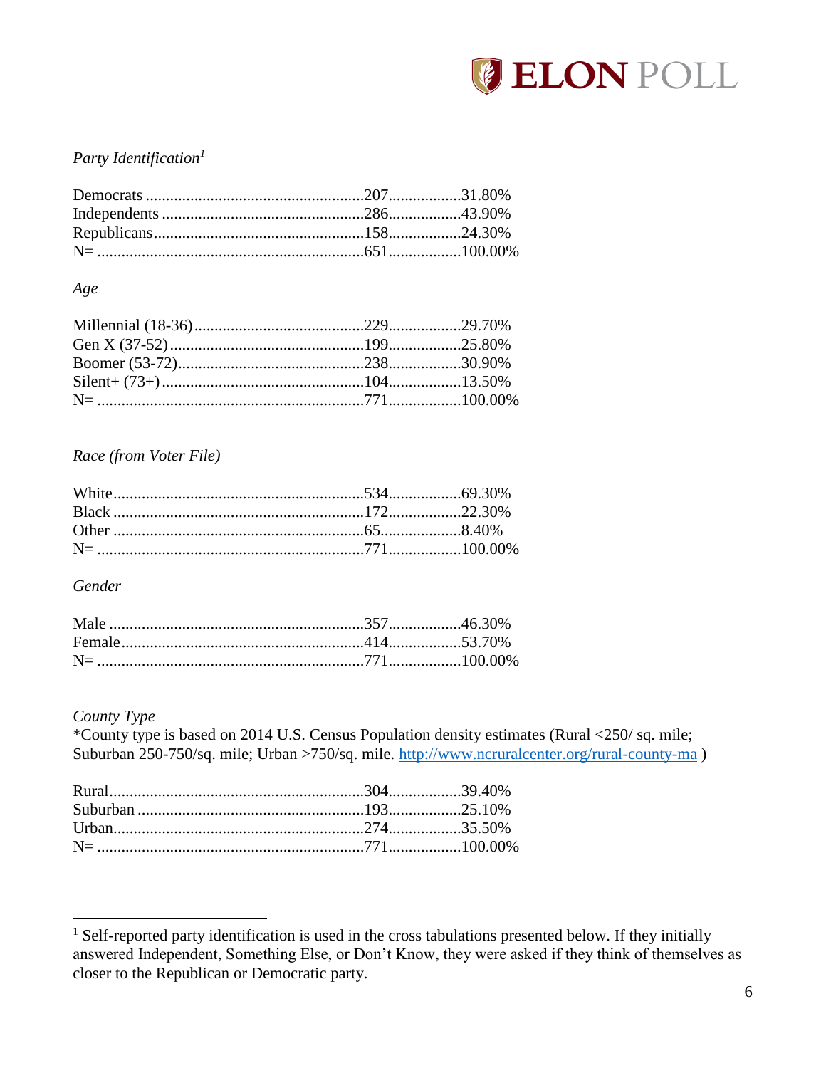*Party Identification*[1]

| | | |
|---|---|---|
| Democrats | 207 | 31.80% |
| Independents | 286 | 43.90% |
| Republicans | 158 | 24.30% |
| N= | 651 | 100.00% |

*Age*

| | | |
|---|---|---|
| Millennial (18-36) | 229 | 29.70% |
| Gen X (37-52) | 199 | 25.80% |
| Boomer (53-72) | 238 | 30.90% |
| Silent+ (73+) | 104 | 13.50% |
| N= | 771 | 100.00% |

*Race (from Voter File)*

| | | |
|---|---|---|
| White | 534 | 69.30% |
| Black | 172 | 22.30% |
| Other | 65 | 8.40% |
| N= | 771 | 100.00% |

*Gender*

| | | |
|---|---|---|
| Male | 357 | 46.30% |
| Female | 414 | 53.70% |
| N= | 771 | 100.00% |

*County Type*

*County type is based on 2014 U.S. Census Population density estimates (Rural <250/ sq. mile; Suburban 250-750/sq. mile; Urban >750/sq. mile. http://www.ncruralcenter.org/rural-county-ma )

| | | |
|---|---|---|
| Rural | 304 | 39.40% |
| Suburban | 193 | 25.10% |
| Urban | 274 | 35.50% |
| N= | 771 | 100.00% |

[1] Self-reported party identification is used in the cross tabulations presented below. If they initially answered Independent, Something Else, or Don't Know, they were asked if they think of themselves as closer to the Republican or Democratic party.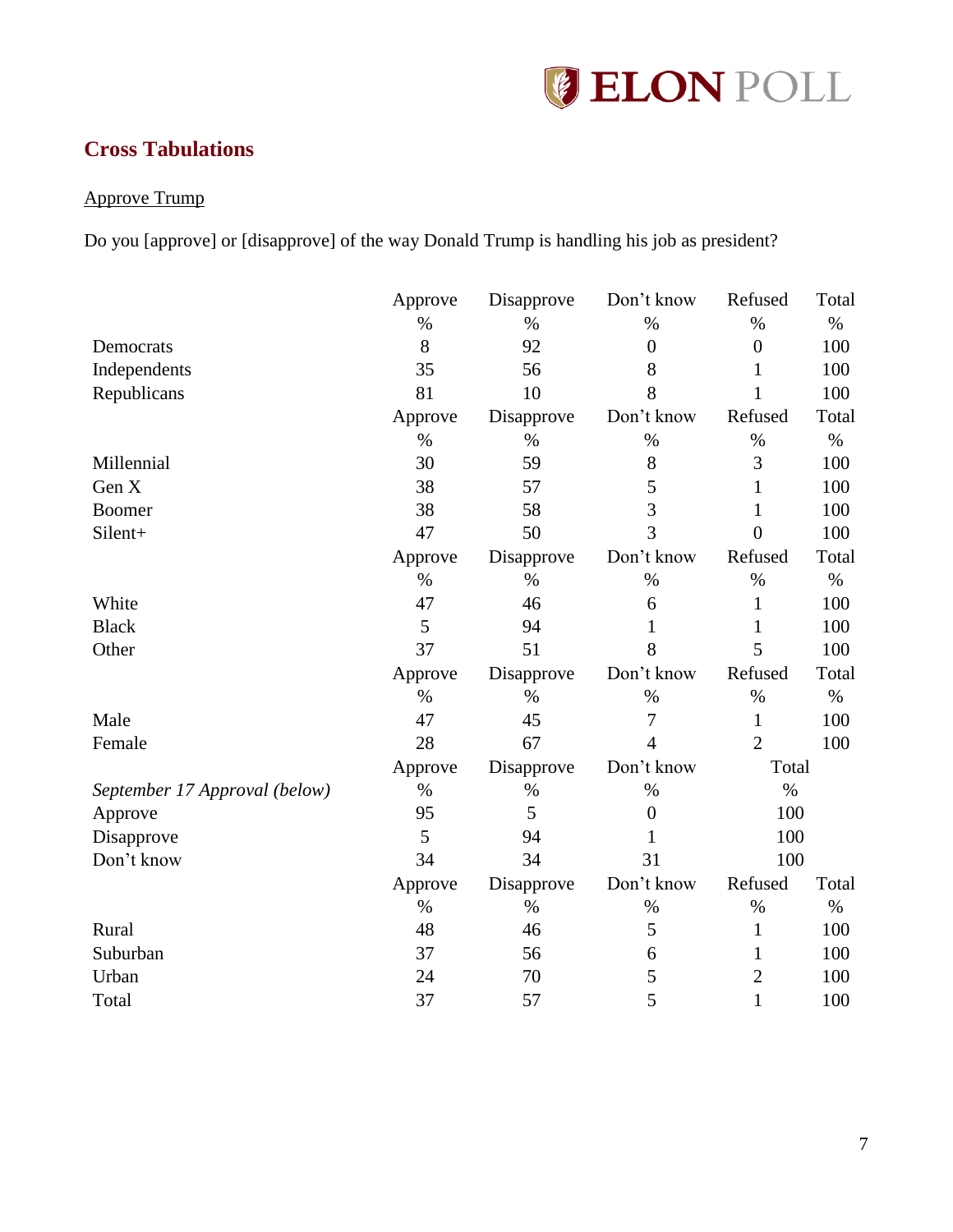## Cross Tabulations

Approve Trump

Do you [approve] or [disapprove] of the way Donald Trump is handling his job as president?

| | Approve | Disapprove | Don't know | Refused | Total |
|---|---|---|---|---|---|
| | % | % | % | % | % |
| Democrats | 8 | 92 | 0 | 0 | 100 |
| Independents | 35 | 56 | 8 | 1 | 100 |
| Republicans | 81 | 10 | 8 | 1 | 100 |
| | Approve | Disapprove | Don't know | Refused | Total |
| | % | % | % | % | % |
| Millennial | 30 | 59 | 8 | 3 | 100 |
| Gen X | 38 | 57 | 5 | 1 | 100 |
| Boomer | 38 | 58 | 3 | 1 | 100 |
| Silent+ | 47 | 50 | 3 | 0 | 100 |
| | Approve | Disapprove | Don't know | Refused | Total |
| | % | % | % | % | % |
| White | 47 | 46 | 6 | 1 | 100 |
| Black | 5 | 94 | 1 | 1 | 100 |
| Other | 37 | 51 | 8 | 5 | 100 |
| | Approve | Disapprove | Don't know | Refused | Total |
| | % | % | % | % | % |
| Male | 47 | 45 | 7 | 1 | 100 |
| Female | 28 | 67 | 4 | 2 | 100 |
| | Approve | Disapprove | Don't know | Total | |
| *September 17 Approval (below)* | % | % | % | % | |
| Approve | 95 | 5 | 0 | 100 | |
| Disapprove | 5 | 94 | 1 | 100 | |
| Don't know | 34 | 34 | 31 | 100 | |
| | Approve | Disapprove | Don't know | Refused | Total |
| | % | % | % | % | % |
| Rural | 48 | 46 | 5 | 1 | 100 |
| Suburban | 37 | 56 | 6 | 1 | 100 |
| Urban | 24 | 70 | 5 | 2 | 100 |
| Total | 37 | 57 | 5 | 1 | 100 |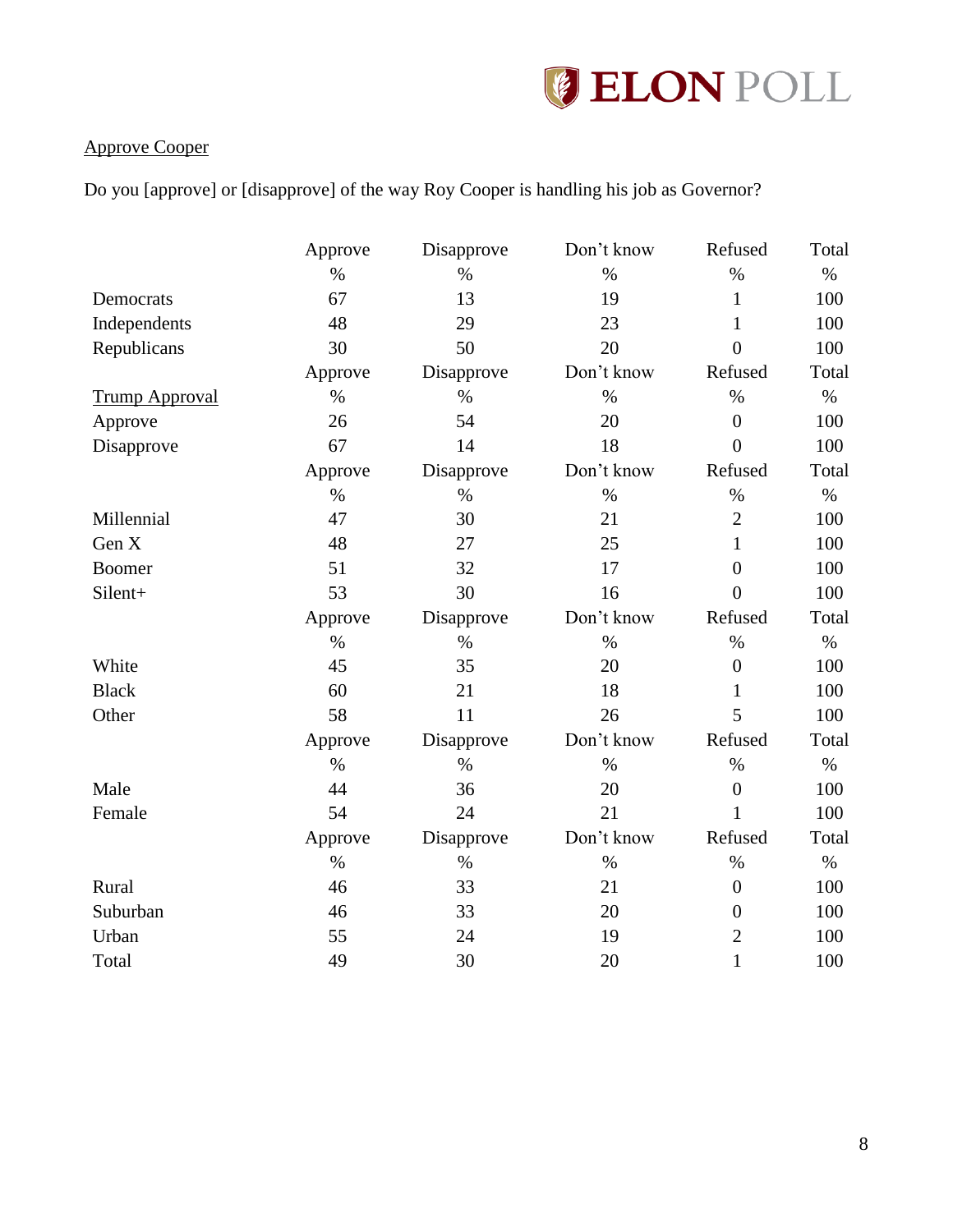Approve Cooper

Do you [approve] or [disapprove] of the way Roy Cooper is handling his job as Governor?

| | Approve | Disapprove | Don't know | Refused | Total |
|---|---|---|---|---|---|
| | % | % | % | % | % |
| Democrats | 67 | 13 | 19 | 1 | 100 |
| Independents | 48 | 29 | 23 | 1 | 100 |
| Republicans | 30 | 50 | 20 | 0 | 100 |
| | Approve | Disapprove | Don't know | Refused | Total |
| Trump Approval | % | % | % | % | % |
| Approve | 26 | 54 | 20 | 0 | 100 |
| Disapprove | 67 | 14 | 18 | 0 | 100 |
| | Approve | Disapprove | Don't know | Refused | Total |
| | % | % | % | % | % |
| Millennial | 47 | 30 | 21 | 2 | 100 |
| Gen X | 48 | 27 | 25 | 1 | 100 |
| Boomer | 51 | 32 | 17 | 0 | 100 |
| Silent+ | 53 | 30 | 16 | 0 | 100 |
| | Approve | Disapprove | Don't know | Refused | Total |
| | % | % | % | % | % |
| White | 45 | 35 | 20 | 0 | 100 |
| Black | 60 | 21 | 18 | 1 | 100 |
| Other | 58 | 11 | 26 | 5 | 100 |
| | Approve | Disapprove | Don't know | Refused | Total |
| | % | % | % | % | % |
| Male | 44 | 36 | 20 | 0 | 100 |
| Female | 54 | 24 | 21 | 1 | 100 |
| | Approve | Disapprove | Don't know | Refused | Total |
| | % | % | % | % | % |
| Rural | 46 | 33 | 21 | 0 | 100 |
| Suburban | 46 | 33 | 20 | 0 | 100 |
| Urban | 55 | 24 | 19 | 2 | 100 |
| Total | 49 | 30 | 20 | 1 | 100 |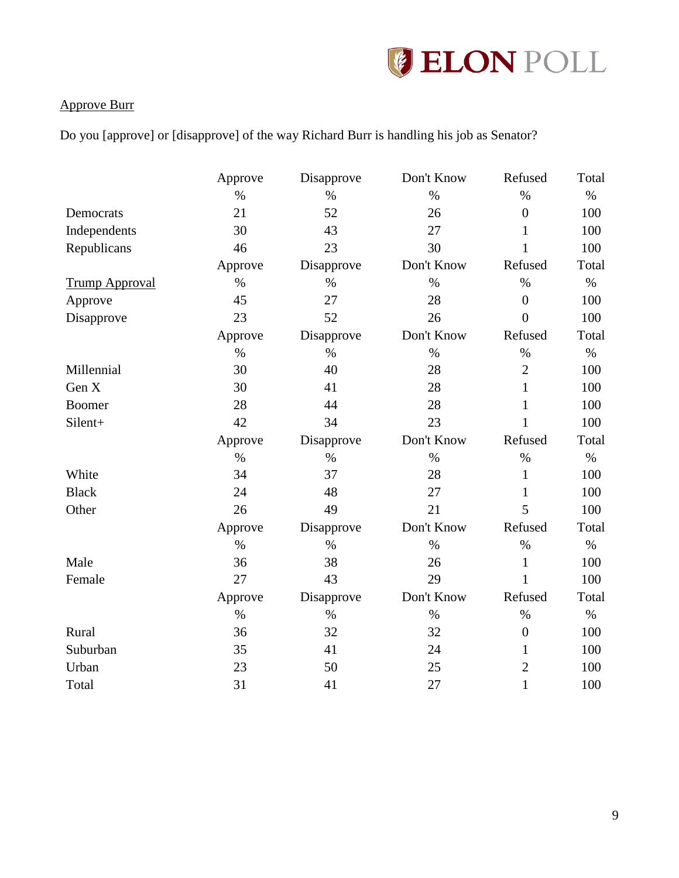Approve Burr

Do you [approve] or [disapprove] of the way Richard Burr is handling his job as Senator?

| | Approve | Disapprove | Don't Know | Refused | Total |
|---|---|---|---|---|---|
| | % | % | % | % | % |
| Democrats | 21 | 52 | 26 | 0 | 100 |
| Independents | 30 | 43 | 27 | 1 | 100 |
| Republicans | 46 | 23 | 30 | 1 | 100 |
| | Approve | Disapprove | Don't Know | Refused | Total |
| Trump Approval | % | % | % | % | % |
| Approve | 45 | 27 | 28 | 0 | 100 |
| Disapprove | 23 | 52 | 26 | 0 | 100 |
| | Approve | Disapprove | Don't Know | Refused | Total |
| | % | % | % | % | % |
| Millennial | 30 | 40 | 28 | 2 | 100 |
| Gen X | 30 | 41 | 28 | 1 | 100 |
| Boomer | 28 | 44 | 28 | 1 | 100 |
| Silent+ | 42 | 34 | 23 | 1 | 100 |
| | Approve | Disapprove | Don't Know | Refused | Total |
| | % | % | % | % | % |
| White | 34 | 37 | 28 | 1 | 100 |
| Black | 24 | 48 | 27 | 1 | 100 |
| Other | 26 | 49 | 21 | 5 | 100 |
| | Approve | Disapprove | Don't Know | Refused | Total |
| | % | % | % | % | % |
| Male | 36 | 38 | 26 | 1 | 100 |
| Female | 27 | 43 | 29 | 1 | 100 |
| | Approve | Disapprove | Don't Know | Refused | Total |
| | % | % | % | % | % |
| Rural | 36 | 32 | 32 | 0 | 100 |
| Suburban | 35 | 41 | 24 | 1 | 100 |
| Urban | 23 | 50 | 25 | 2 | 100 |
| Total | 31 | 41 | 27 | 1 | 100 |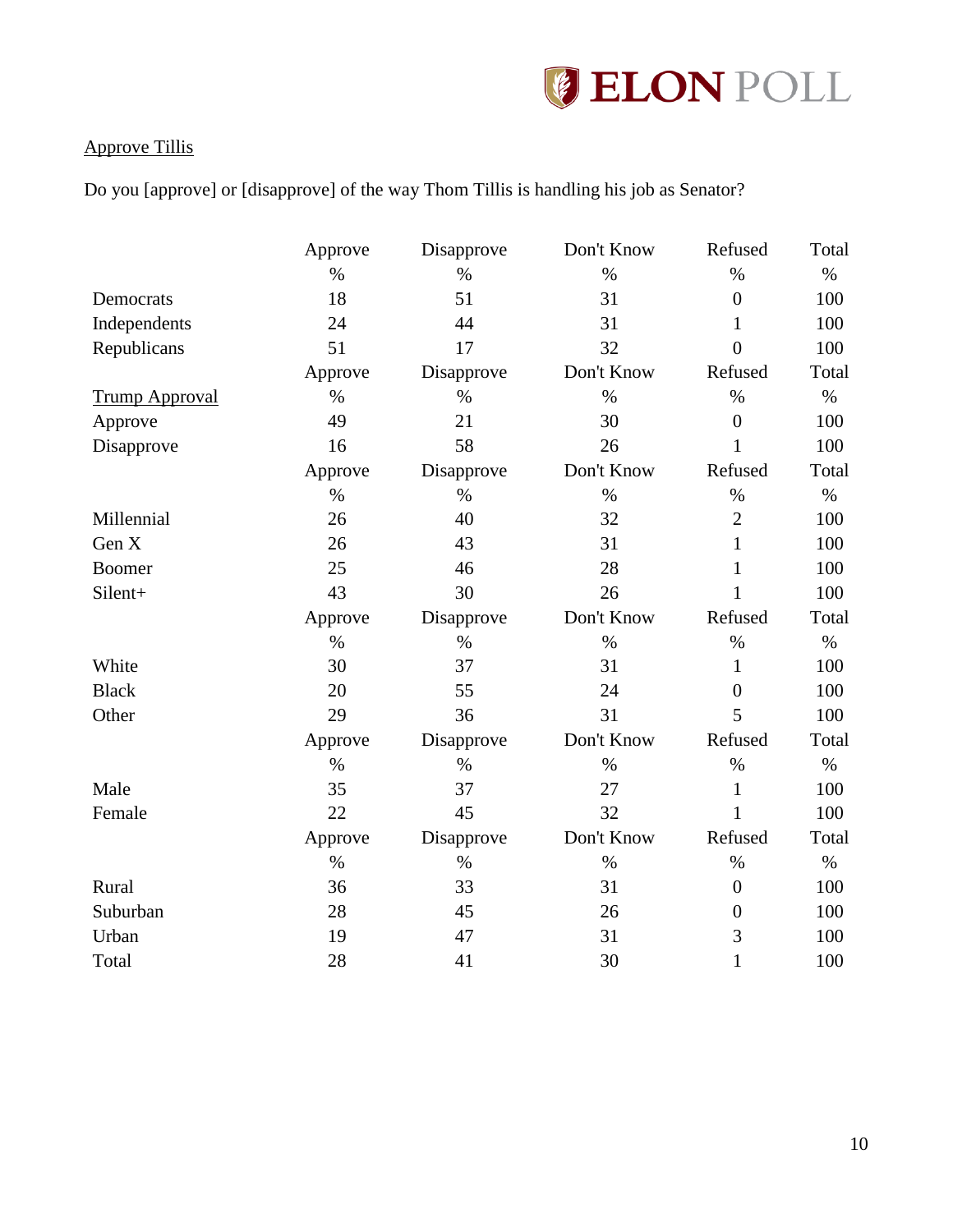## Approve Tillis

Do you [approve] or [disapprove] of the way Thom Tillis is handling his job as Senator?

| | Approve | Disapprove | Don't Know | Refused | Total |
|---|---|---|---|---|---|
| | % | % | % | % | % |
| Democrats | 18 | 51 | 31 | 0 | 100 |
| Independents | 24 | 44 | 31 | 1 | 100 |
| Republicans | 51 | 17 | 32 | 0 | 100 |
| | Approve | Disapprove | Don't Know | Refused | Total |
| Trump Approval | % | % | % | % | % |
| Approve | 49 | 21 | 30 | 0 | 100 |
| Disapprove | 16 | 58 | 26 | 1 | 100 |
| | Approve | Disapprove | Don't Know | Refused | Total |
| | % | % | % | % | % |
| Millennial | 26 | 40 | 32 | 2 | 100 |
| Gen X | 26 | 43 | 31 | 1 | 100 |
| Boomer | 25 | 46 | 28 | 1 | 100 |
| Silent+ | 43 | 30 | 26 | 1 | 100 |
| | Approve | Disapprove | Don't Know | Refused | Total |
| | % | % | % | % | % |
| White | 30 | 37 | 31 | 1 | 100 |
| Black | 20 | 55 | 24 | 0 | 100 |
| Other | 29 | 36 | 31 | 5 | 100 |
| | Approve | Disapprove | Don't Know | Refused | Total |
| | % | % | % | % | % |
| Male | 35 | 37 | 27 | 1 | 100 |
| Female | 22 | 45 | 32 | 1 | 100 |
| | Approve | Disapprove | Don't Know | Refused | Total |
| | % | % | % | % | % |
| Rural | 36 | 33 | 31 | 0 | 100 |
| Suburban | 28 | 45 | 26 | 0 | 100 |
| Urban | 19 | 47 | 31 | 3 | 100 |
| Total | 28 | 41 | 30 | 1 | 100 |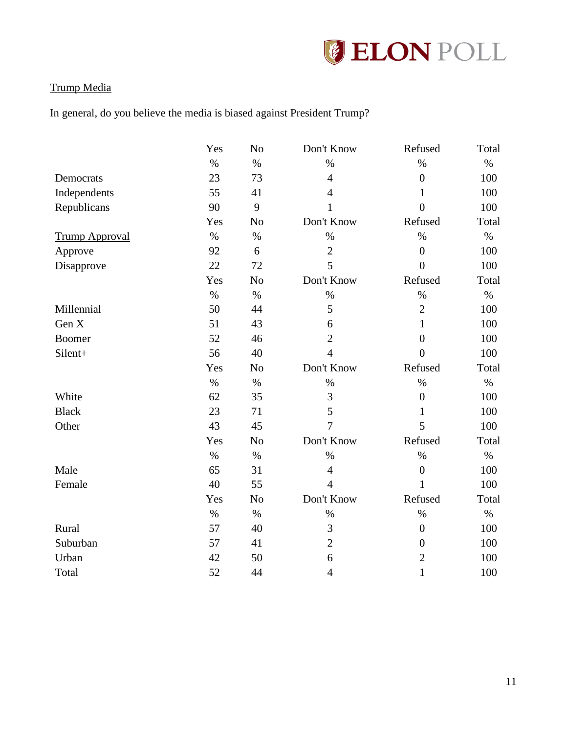Trump Media

In general, do you believe the media is biased against President Trump?

| | Yes | No | Don't Know | Refused | Total |
|---|---|---|---|---|---|
| | % | % | % | % | % |
| Democrats | 23 | 73 | 4 | 0 | 100 |
| Independents | 55 | 41 | 4 | 1 | 100 |
| Republicans | 90 | 9 | 1 | 0 | 100 |
| | Yes | No | Don't Know | Refused | Total |
| Trump Approval | % | % | % | % | % |
| Approve | 92 | 6 | 2 | 0 | 100 |
| Disapprove | 22 | 72 | 5 | 0 | 100 |
| | Yes | No | Don't Know | Refused | Total |
| | % | % | % | % | % |
| Millennial | 50 | 44 | 5 | 2 | 100 |
| Gen X | 51 | 43 | 6 | 1 | 100 |
| Boomer | 52 | 46 | 2 | 0 | 100 |
| Silent+ | 56 | 40 | 4 | 0 | 100 |
| | Yes | No | Don't Know | Refused | Total |
| | % | % | % | % | % |
| White | 62 | 35 | 3 | 0 | 100 |
| Black | 23 | 71 | 5 | 1 | 100 |
| Other | 43 | 45 | 7 | 5 | 100 |
| | Yes | No | Don't Know | Refused | Total |
| | % | % | % | % | % |
| Male | 65 | 31 | 4 | 0 | 100 |
| Female | 40 | 55 | 4 | 1 | 100 |
| | Yes | No | Don't Know | Refused | Total |
| | % | % | % | % | % |
| Rural | 57 | 40 | 3 | 0 | 100 |
| Suburban | 57 | 41 | 2 | 0 | 100 |
| Urban | 42 | 50 | 6 | 2 | 100 |
| Total | 52 | 44 | 4 | 1 | 100 |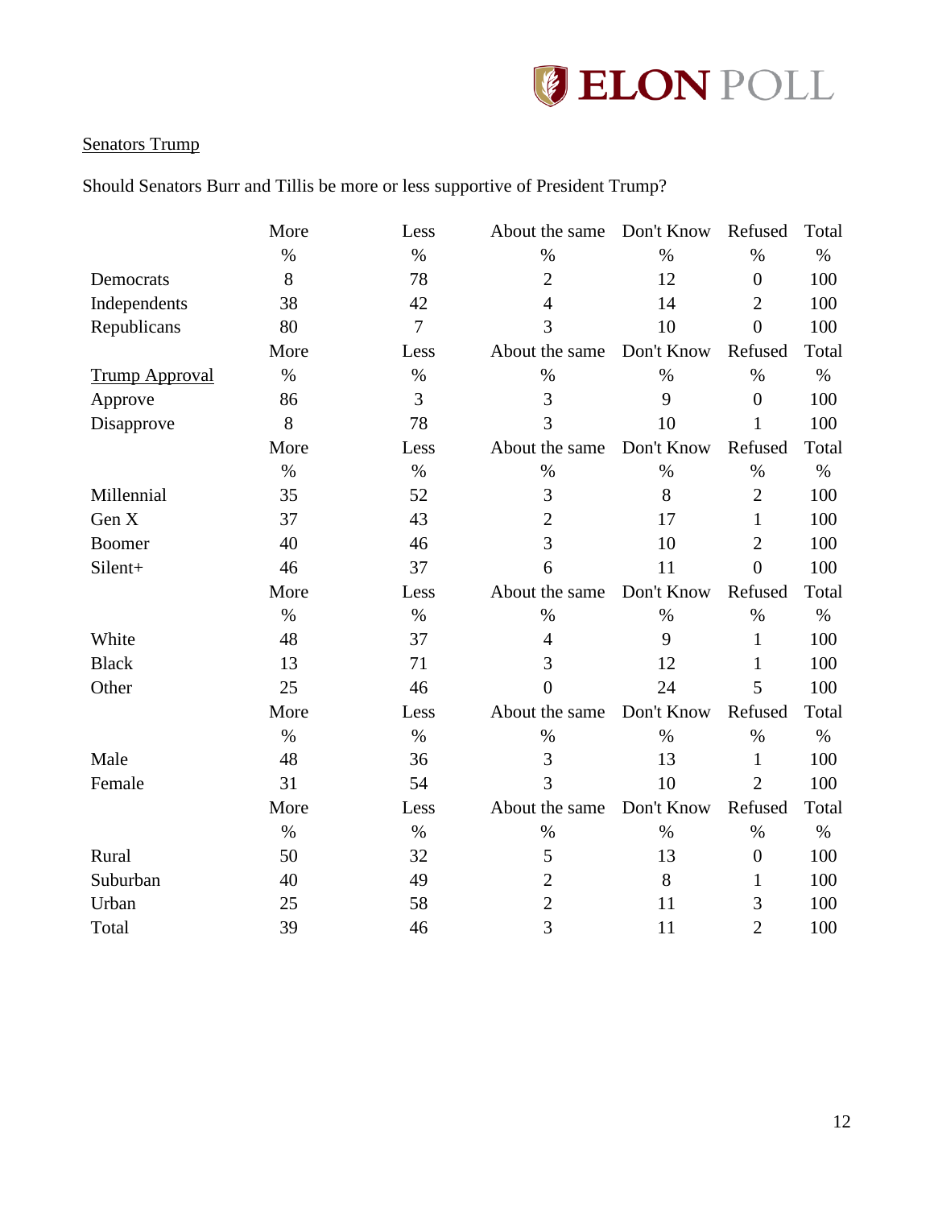Senators Trump

Should Senators Burr and Tillis be more or less supportive of President Trump?

| | More | Less | About the same | Don't Know | Refused | Total |
|---|---|---|---|---|---|---|
| | % | % | % | % | % | % |
| Democrats | 8 | 78 | 2 | 12 | 0 | 100 |
| Independents | 38 | 42 | 4 | 14 | 2 | 100 |
| Republicans | 80 | 7 | 3 | 10 | 0 | 100 |
| | More | Less | About the same | Don't Know | Refused | Total |
| Trump Approval | % | % | % | % | % | % |
| Approve | 86 | 3 | 3 | 9 | 0 | 100 |
| Disapprove | 8 | 78 | 3 | 10 | 1 | 100 |
| | More | Less | About the same | Don't Know | Refused | Total |
| | % | % | % | % | % | % |
| Millennial | 35 | 52 | 3 | 8 | 2 | 100 |
| Gen X | 37 | 43 | 2 | 17 | 1 | 100 |
| Boomer | 40 | 46 | 3 | 10 | 2 | 100 |
| Silent+ | 46 | 37 | 6 | 11 | 0 | 100 |
| | More | Less | About the same | Don't Know | Refused | Total |
| | % | % | % | % | % | % |
| White | 48 | 37 | 4 | 9 | 1 | 100 |
| Black | 13 | 71 | 3 | 12 | 1 | 100 |
| Other | 25 | 46 | 0 | 24 | 5 | 100 |
| | More | Less | About the same | Don't Know | Refused | Total |
| | % | % | % | % | % | % |
| Male | 48 | 36 | 3 | 13 | 1 | 100 |
| Female | 31 | 54 | 3 | 10 | 2 | 100 |
| | More | Less | About the same | Don't Know | Refused | Total |
| | % | % | % | % | % | % |
| Rural | 50 | 32 | 5 | 13 | 0 | 100 |
| Suburban | 40 | 49 | 2 | 8 | 1 | 100 |
| Urban | 25 | 58 | 2 | 11 | 3 | 100 |
| Total | 39 | 46 | 3 | 11 | 2 | 100 |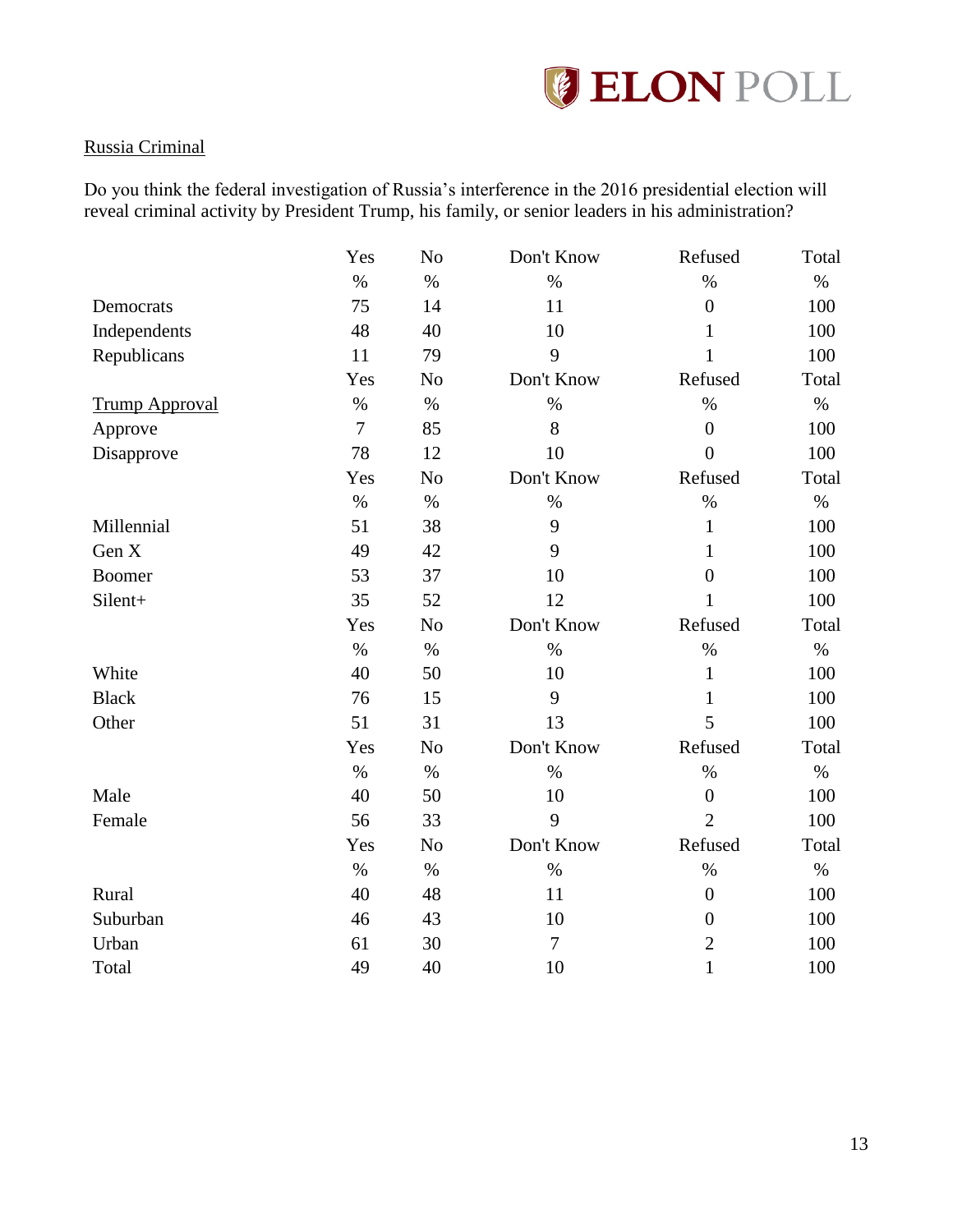Russia Criminal

Do you think the federal investigation of Russia's interference in the 2016 presidential election will reveal criminal activity by President Trump, his family, or senior leaders in his administration?

| | Yes | No | Don't Know | Refused | Total |
|---|---|---|---|---|---|
| | % | % | % | % | % |
| Democrats | 75 | 14 | 11 | 0 | 100 |
| Independents | 48 | 40 | 10 | 1 | 100 |
| Republicans | 11 | 79 | 9 | 1 | 100 |
| | Yes | No | Don't Know | Refused | Total |
| Trump Approval | % | % | % | % | % |
| Approve | 7 | 85 | 8 | 0 | 100 |
| Disapprove | 78 | 12 | 10 | 0 | 100 |
| | Yes | No | Don't Know | Refused | Total |
| | % | % | % | % | % |
| Millennial | 51 | 38 | 9 | 1 | 100 |
| Gen X | 49 | 42 | 9 | 1 | 100 |
| Boomer | 53 | 37 | 10 | 0 | 100 |
| Silent+ | 35 | 52 | 12 | 1 | 100 |
| | Yes | No | Don't Know | Refused | Total |
| | % | % | % | % | % |
| White | 40 | 50 | 10 | 1 | 100 |
| Black | 76 | 15 | 9 | 1 | 100 |
| Other | 51 | 31 | 13 | 5 | 100 |
| | Yes | No | Don't Know | Refused | Total |
| | % | % | % | % | % |
| Male | 40 | 50 | 10 | 0 | 100 |
| Female | 56 | 33 | 9 | 2 | 100 |
| | Yes | No | Don't Know | Refused | Total |
| | % | % | % | % | % |
| Rural | 40 | 48 | 11 | 0 | 100 |
| Suburban | 46 | 43 | 10 | 0 | 100 |
| Urban | 61 | 30 | 7 | 2 | 100 |
| Total | 49 | 40 | 10 | 1 | 100 |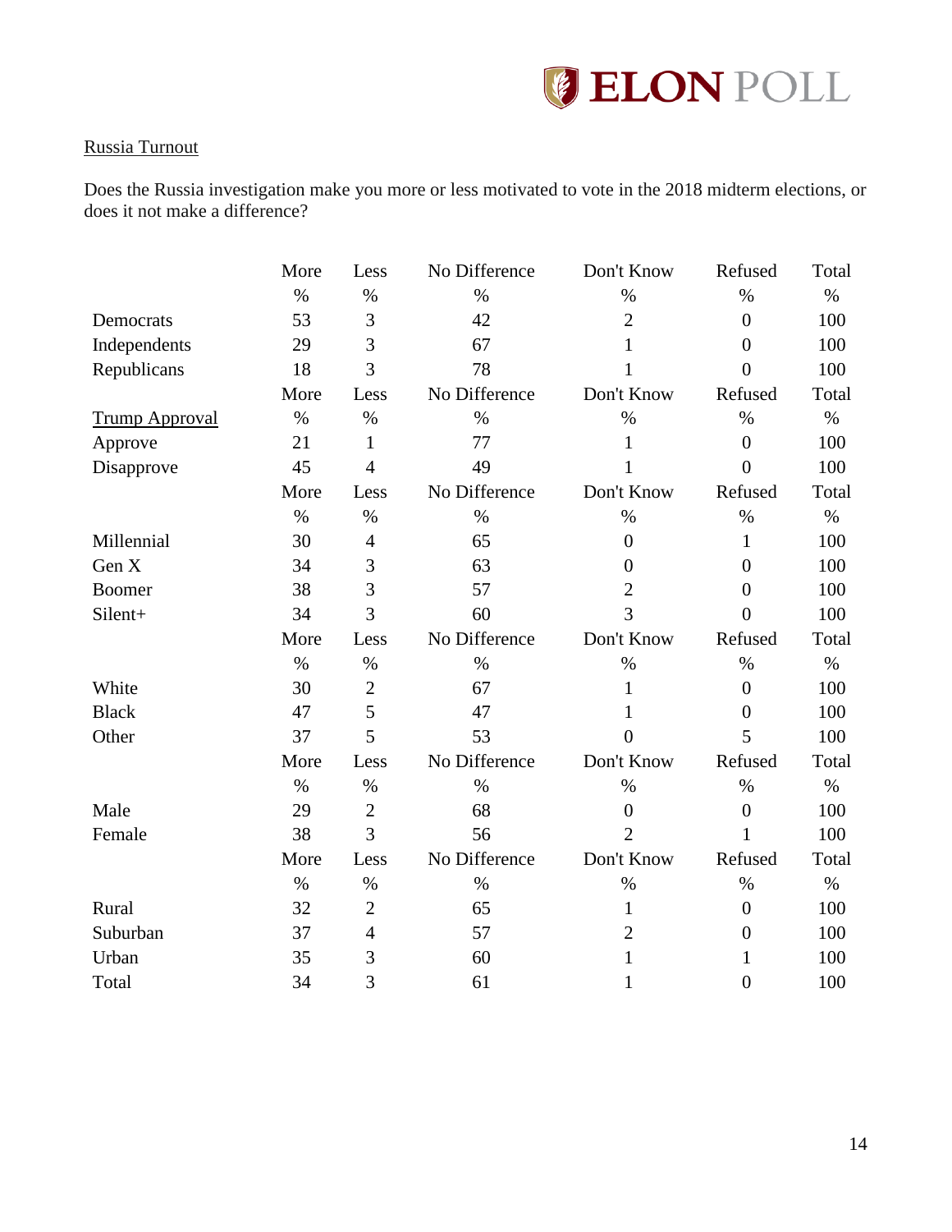Russia Turnout

Does the Russia investigation make you more or less motivated to vote in the 2018 midterm elections, or does it not make a difference?

| | More | Less | No Difference | Don't Know | Refused | Total |
|---|---|---|---|---|---|---|
| | % | % | % | % | % | % |
| Democrats | 53 | 3 | 42 | 2 | 0 | 100 |
| Independents | 29 | 3 | 67 | 1 | 0 | 100 |
| Republicans | 18 | 3 | 78 | 1 | 0 | 100 |
| | More | Less | No Difference | Don't Know | Refused | Total |
| Trump Approval | % | % | % | % | % | % |
| Approve | 21 | 1 | 77 | 1 | 0 | 100 |
| Disapprove | 45 | 4 | 49 | 1 | 0 | 100 |
| | More | Less | No Difference | Don't Know | Refused | Total |
| | % | % | % | % | % | % |
| Millennial | 30 | 4 | 65 | 0 | 1 | 100 |
| Gen X | 34 | 3 | 63 | 0 | 0 | 100 |
| Boomer | 38 | 3 | 57 | 2 | 0 | 100 |
| Silent+ | 34 | 3 | 60 | 3 | 0 | 100 |
| | More | Less | No Difference | Don't Know | Refused | Total |
| | % | % | % | % | % | % |
| White | 30 | 2 | 67 | 1 | 0 | 100 |
| Black | 47 | 5 | 47 | 1 | 0 | 100 |
| Other | 37 | 5 | 53 | 0 | 5 | 100 |
| | More | Less | No Difference | Don't Know | Refused | Total |
| | % | % | % | % | % | % |
| Male | 29 | 2 | 68 | 0 | 0 | 100 |
| Female | 38 | 3 | 56 | 2 | 1 | 100 |
| | More | Less | No Difference | Don't Know | Refused | Total |
| | % | % | % | % | % | % |
| Rural | 32 | 2 | 65 | 1 | 0 | 100 |
| Suburban | 37 | 4 | 57 | 2 | 0 | 100 |
| Urban | 35 | 3 | 60 | 1 | 1 | 100 |
| Total | 34 | 3 | 61 | 1 | 0 | 100 |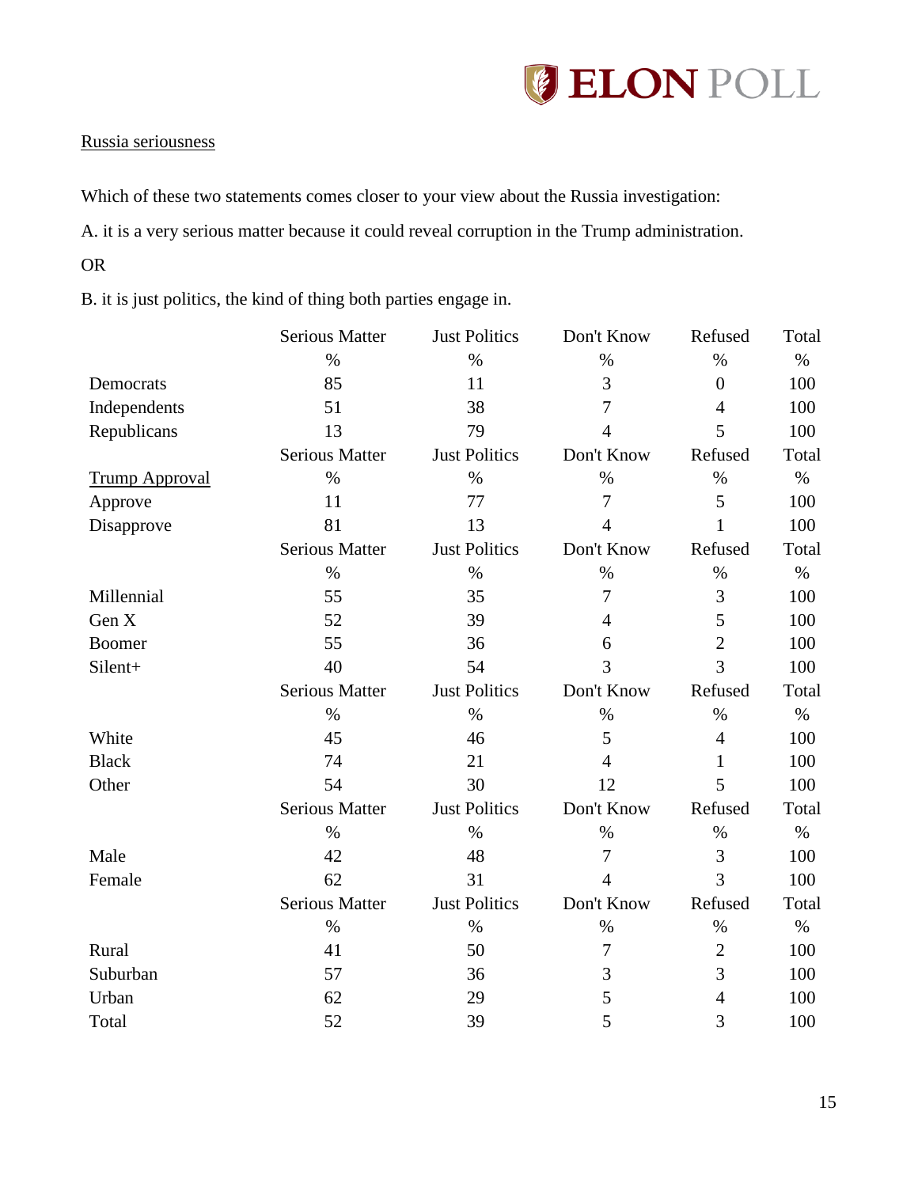Russia seriousness

Which of these two statements comes closer to your view about the Russia investigation:

A. it is a very serious matter because it could reveal corruption in the Trump administration.

OR

B. it is just politics, the kind of thing both parties engage in.

| | Serious Matter | Just Politics | Don't Know | Refused | Total |
|---|---|---|---|---|---|
| | % | % | % | % | % |
| Democrats | 85 | 11 | 3 | 0 | 100 |
| Independents | 51 | 38 | 7 | 4 | 100 |
| Republicans | 13 | 79 | 4 | 5 | 100 |
| | Serious Matter | Just Politics | Don't Know | Refused | Total |
| Trump Approval | % | % | % | % | % |
| Approve | 11 | 77 | 7 | 5 | 100 |
| Disapprove | 81 | 13 | 4 | 1 | 100 |
| | Serious Matter | Just Politics | Don't Know | Refused | Total |
| | % | % | % | % | % |
| Millennial | 55 | 35 | 7 | 3 | 100 |
| Gen X | 52 | 39 | 4 | 5 | 100 |
| Boomer | 55 | 36 | 6 | 2 | 100 |
| Silent+ | 40 | 54 | 3 | 3 | 100 |
| | Serious Matter | Just Politics | Don't Know | Refused | Total |
| | % | % | % | % | % |
| White | 45 | 46 | 5 | 4 | 100 |
| Black | 74 | 21 | 4 | 1 | 100 |
| Other | 54 | 30 | 12 | 5 | 100 |
| | Serious Matter | Just Politics | Don't Know | Refused | Total |
| | % | % | % | % | % |
| Male | 42 | 48 | 7 | 3 | 100 |
| Female | 62 | 31 | 4 | 3 | 100 |
| | Serious Matter | Just Politics | Don't Know | Refused | Total |
| | % | % | % | % | % |
| Rural | 41 | 50 | 7 | 2 | 100 |
| Suburban | 57 | 36 | 3 | 3 | 100 |
| Urban | 62 | 29 | 5 | 4 | 100 |
| Total | 52 | 39 | 5 | 3 | 100 |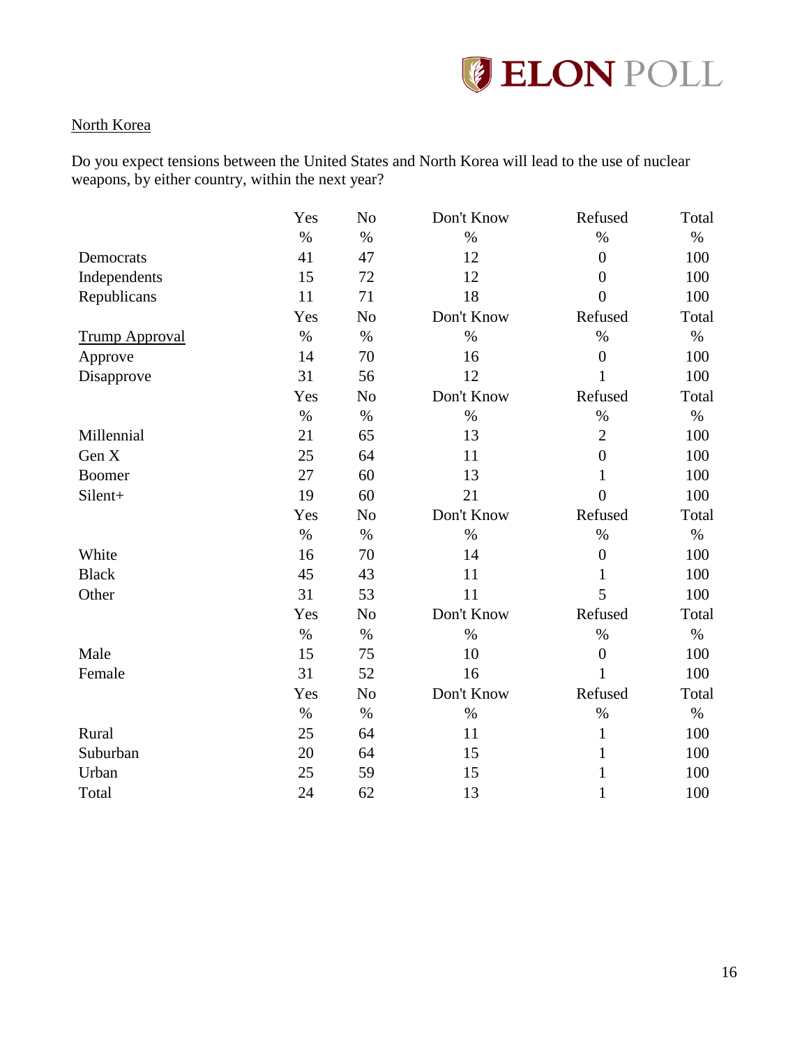North Korea

Do you expect tensions between the United States and North Korea will lead to the use of nuclear weapons, by either country, within the next year?

| | Yes | No | Don't Know | Refused | Total |
|---|---|---|---|---|---|
| | % | % | % | % | % |
| Democrats | 41 | 47 | 12 | 0 | 100 |
| Independents | 15 | 72 | 12 | 0 | 100 |
| Republicans | 11 | 71 | 18 | 0 | 100 |
| | Yes | No | Don't Know | Refused | Total |
| Trump Approval | % | % | % | % | % |
| Approve | 14 | 70 | 16 | 0 | 100 |
| Disapprove | 31 | 56 | 12 | 1 | 100 |
| | Yes | No | Don't Know | Refused | Total |
| | % | % | % | % | % |
| Millennial | 21 | 65 | 13 | 2 | 100 |
| Gen X | 25 | 64 | 11 | 0 | 100 |
| Boomer | 27 | 60 | 13 | 1 | 100 |
| Silent+ | 19 | 60 | 21 | 0 | 100 |
| | Yes | No | Don't Know | Refused | Total |
| | % | % | % | % | % |
| White | 16 | 70 | 14 | 0 | 100 |
| Black | 45 | 43 | 11 | 1 | 100 |
| Other | 31 | 53 | 11 | 5 | 100 |
| | Yes | No | Don't Know | Refused | Total |
| | % | % | % | % | % |
| Male | 15 | 75 | 10 | 0 | 100 |
| Female | 31 | 52 | 16 | 1 | 100 |
| | Yes | No | Don't Know | Refused | Total |
| | % | % | % | % | % |
| Rural | 25 | 64 | 11 | 1 | 100 |
| Suburban | 20 | 64 | 15 | 1 | 100 |
| Urban | 25 | 59 | 15 | 1 | 100 |
| Total | 24 | 62 | 13 | 1 | 100 |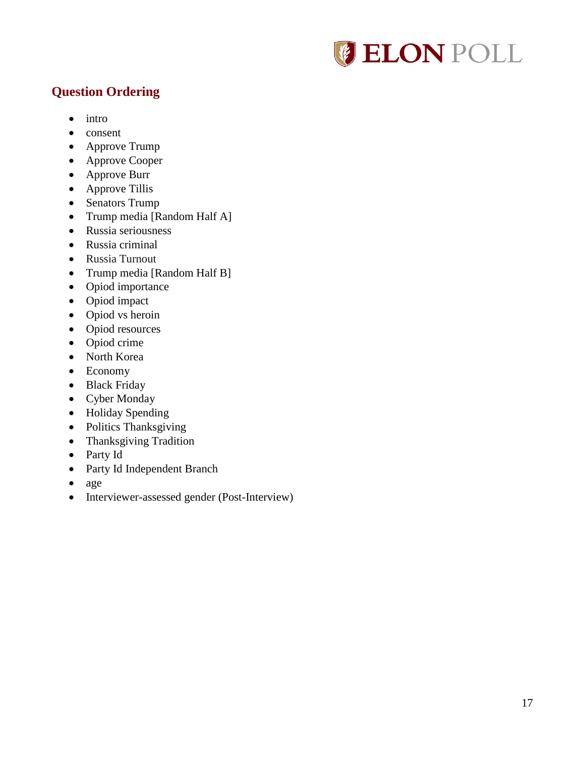## Question Ordering

- intro
- consent
- Approve Trump
- Approve Cooper
- Approve Burr
- Approve Tillis
- Senators Trump
- Trump media [Random Half A]
- Russia seriousness
- Russia criminal
- Russia Turnout
- Trump media [Random Half B]
- Opiod importance
- Opiod impact
- Opiod vs heroin
- Opiod resources
- Opiod crime
- North Korea
- Economy
- Black Friday
- Cyber Monday
- Holiday Spending
- Politics Thanksgiving
- Thanksgiving Tradition
- Party Id
- Party Id Independent Branch
- age
- Interviewer-assessed gender (Post-Interview)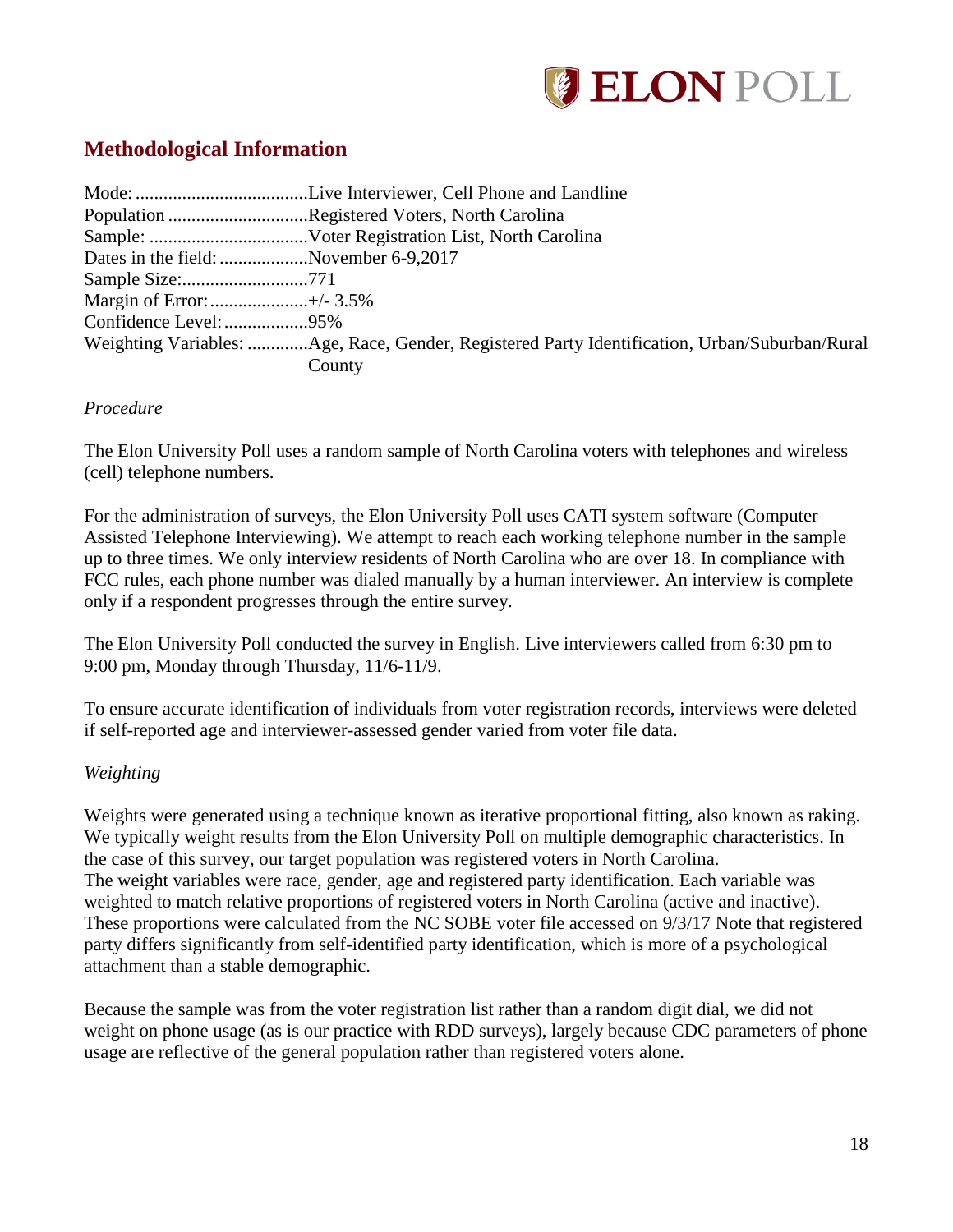## Methodological Information

Mode: .....................................Live Interviewer, Cell Phone and Landline
Population ..............................Registered Voters, North Carolina
Sample: ..................................Voter Registration List, North Carolina
Dates in the field: ...................November 6-9,2017
Sample Size:...........................771
Margin of Error:.....................+/- 3.5%
Confidence Level:..................95%
Weighting Variables: .............Age, Race, Gender, Registered Party Identification, Urban/Suburban/Rural County

*Procedure*

The Elon University Poll uses a random sample of North Carolina voters with telephones and wireless (cell) telephone numbers.

For the administration of surveys, the Elon University Poll uses CATI system software (Computer Assisted Telephone Interviewing). We attempt to reach each working telephone number in the sample up to three times. We only interview residents of North Carolina who are over 18. In compliance with FCC rules, each phone number was dialed manually by a human interviewer. An interview is complete only if a respondent progresses through the entire survey.

The Elon University Poll conducted the survey in English. Live interviewers called from 6:30 pm to 9:00 pm, Monday through Thursday, 11/6-11/9.

To ensure accurate identification of individuals from voter registration records, interviews were deleted if self-reported age and interviewer-assessed gender varied from voter file data.

*Weighting*

Weights were generated using a technique known as iterative proportional fitting, also known as raking. We typically weight results from the Elon University Poll on multiple demographic characteristics. In the case of this survey, our target population was registered voters in North Carolina.
The weight variables were race, gender, age and registered party identification. Each variable was weighted to match relative proportions of registered voters in North Carolina (active and inactive). These proportions were calculated from the NC SOBE voter file accessed on 9/3/17 Note that registered party differs significantly from self-identified party identification, which is more of a psychological attachment than a stable demographic.

Because the sample was from the voter registration list rather than a random digit dial, we did not weight on phone usage (as is our practice with RDD surveys), largely because CDC parameters of phone usage are reflective of the general population rather than registered voters alone.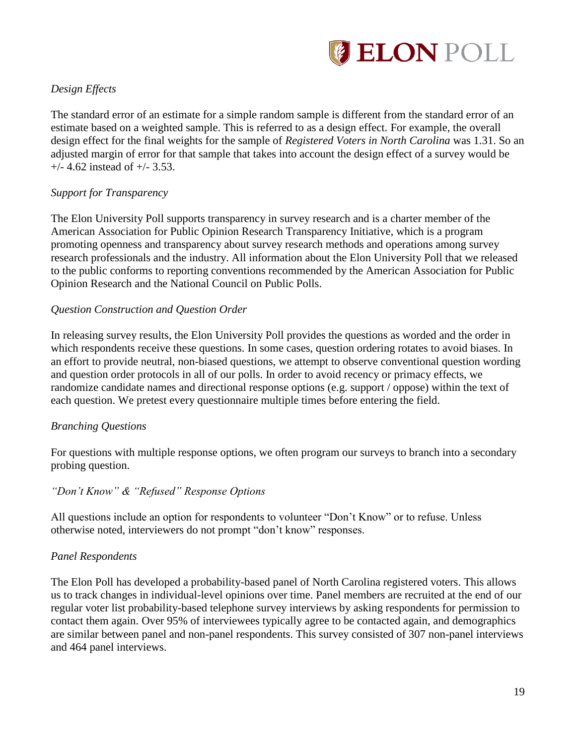*Design Effects*

The standard error of an estimate for a simple random sample is different from the standard error of an estimate based on a weighted sample. This is referred to as a design effect. For example, the overall design effect for the final weights for the sample of *Registered Voters in North Carolina* was 1.31. So an adjusted margin of error for that sample that takes into account the design effect of a survey would be +/- 4.62 instead of +/- 3.53.

*Support for Transparency*

The Elon University Poll supports transparency in survey research and is a charter member of the American Association for Public Opinion Research Transparency Initiative, which is a program promoting openness and transparency about survey research methods and operations among survey research professionals and the industry. All information about the Elon University Poll that we released to the public conforms to reporting conventions recommended by the American Association for Public Opinion Research and the National Council on Public Polls.

*Question Construction and Question Order*

In releasing survey results, the Elon University Poll provides the questions as worded and the order in which respondents receive these questions. In some cases, question ordering rotates to avoid biases. In an effort to provide neutral, non-biased questions, we attempt to observe conventional question wording and question order protocols in all of our polls. In order to avoid recency or primacy effects, we randomize candidate names and directional response options (e.g. support / oppose) within the text of each question. We pretest every questionnaire multiple times before entering the field.

*Branching Questions*

For questions with multiple response options, we often program our surveys to branch into a secondary probing question.

*"Don't Know" & "Refused" Response Options*

All questions include an option for respondents to volunteer "Don't Know" or to refuse. Unless otherwise noted, interviewers do not prompt "don't know" responses.

*Panel Respondents*

The Elon Poll has developed a probability-based panel of North Carolina registered voters. This allows us to track changes in individual-level opinions over time. Panel members are recruited at the end of our regular voter list probability-based telephone survey interviews by asking respondents for permission to contact them again. Over 95% of interviewees typically agree to be contacted again, and demographics are similar between panel and non-panel respondents. This survey consisted of 307 non-panel interviews and 464 panel interviews.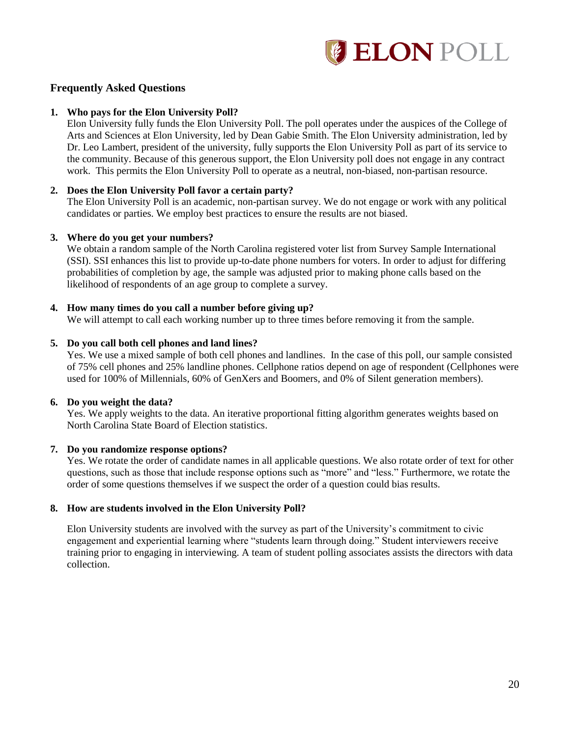## Frequently Asked Questions

1. **Who pays for the Elon University Poll?**
   Elon University fully funds the Elon University Poll. The poll operates under the auspices of the College of Arts and Sciences at Elon University, led by Dean Gabie Smith. The Elon University administration, led by Dr. Leo Lambert, president of the university, fully supports the Elon University Poll as part of its service to the community. Because of this generous support, the Elon University poll does not engage in any contract work. This permits the Elon University Poll to operate as a neutral, non-biased, non-partisan resource.

2. **Does the Elon University Poll favor a certain party?**
   The Elon University Poll is an academic, non-partisan survey. We do not engage or work with any political candidates or parties. We employ best practices to ensure the results are not biased.

3. **Where do you get your numbers?**
   We obtain a random sample of the North Carolina registered voter list from Survey Sample International (SSI). SSI enhances this list to provide up-to-date phone numbers for voters. In order to adjust for differing probabilities of completion by age, the sample was adjusted prior to making phone calls based on the likelihood of respondents of an age group to complete a survey.

4. **How many times do you call a number before giving up?**
   We will attempt to call each working number up to three times before removing it from the sample.

5. **Do you call both cell phones and land lines?**
   Yes. We use a mixed sample of both cell phones and landlines. In the case of this poll, our sample consisted of 75% cell phones and 25% landline phones. Cellphone ratios depend on age of respondent (Cellphones were used for 100% of Millennials, 60% of GenXers and Boomers, and 0% of Silent generation members).

6. **Do you weight the data?**
   Yes. We apply weights to the data. An iterative proportional fitting algorithm generates weights based on North Carolina State Board of Election statistics.

7. **Do you randomize response options?**
   Yes. We rotate the order of candidate names in all applicable questions. We also rotate order of text for other questions, such as those that include response options such as "more" and "less." Furthermore, we rotate the order of some questions themselves if we suspect the order of a question could bias results.

8. **How are students involved in the Elon University Poll?**

   Elon University students are involved with the survey as part of the University's commitment to civic engagement and experiential learning where "students learn through doing." Student interviewers receive training prior to engaging in interviewing. A team of student polling associates assists the directors with data collection.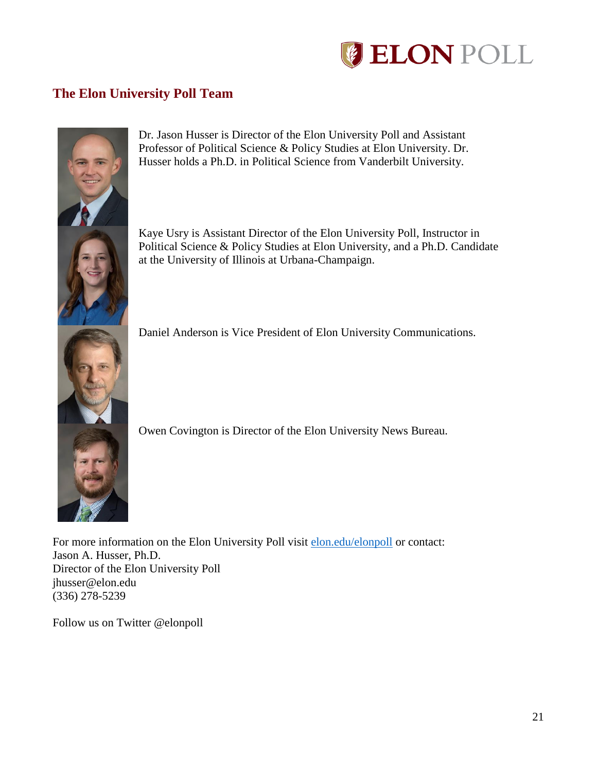## The Elon University Poll Team

Dr. Jason Husser is Director of the Elon University Poll and Assistant Professor of Political Science & Policy Studies at Elon University. Dr. Husser holds a Ph.D. in Political Science from Vanderbilt University.

Kaye Usry is Assistant Director of the Elon University Poll, Instructor in Political Science & Policy Studies at Elon University, and a Ph.D. Candidate at the University of Illinois at Urbana-Champaign.

Daniel Anderson is Vice President of Elon University Communications.

Owen Covington is Director of the Elon University News Bureau.

For more information on the Elon University Poll visit [elon.edu/elonpoll](elon.edu/elonpoll) or contact:
Jason A. Husser, Ph.D.
Director of the Elon University Poll
jhusser@elon.edu
(336) 278-5239

Follow us on Twitter @elonpoll